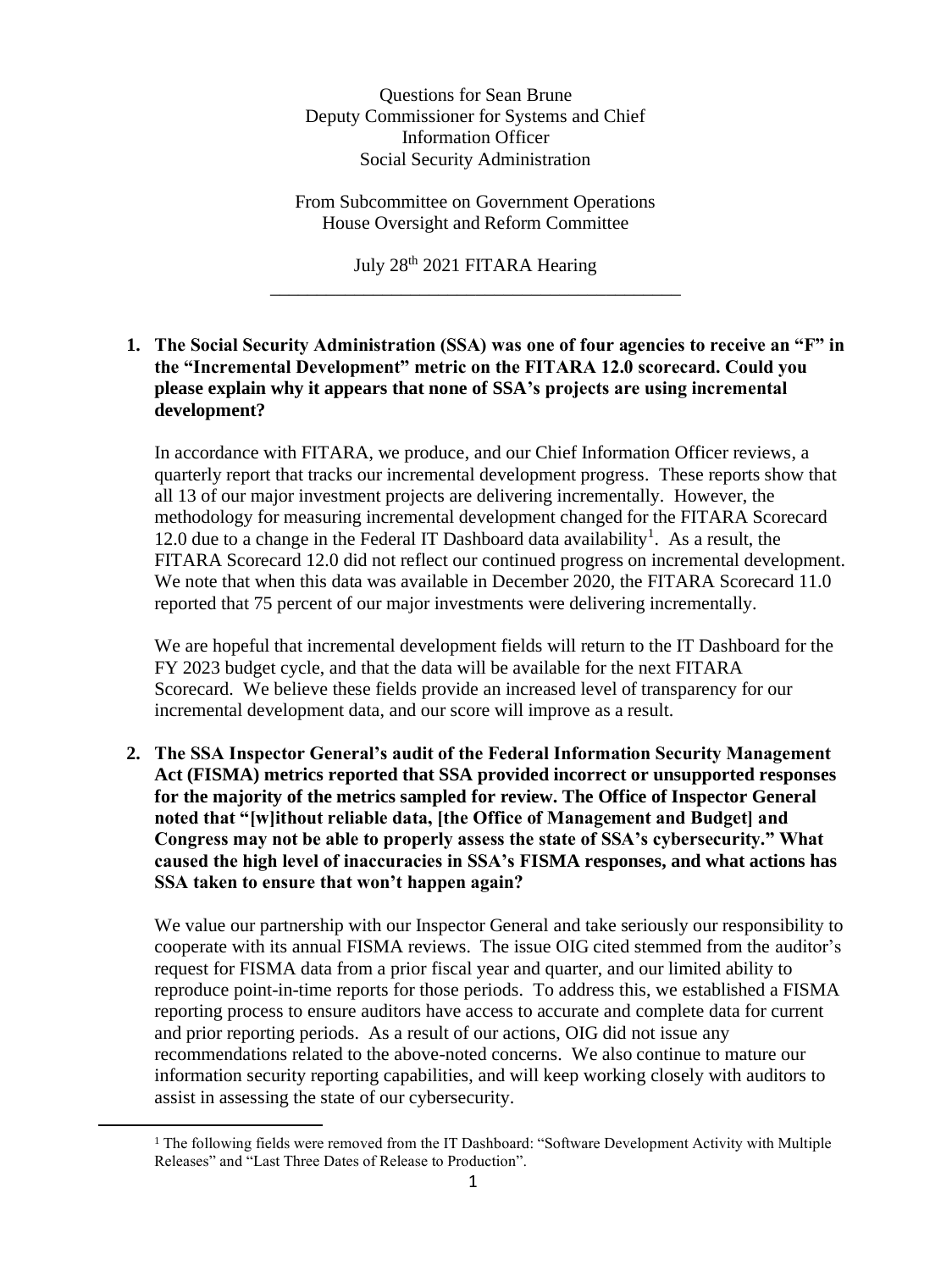Questions for Sean Brune
Deputy Commissioner for Systems and Chief Information Officer
Social Security Administration

From Subcommittee on Government Operations
House Oversight and Reform Committee

July 28th 2021 FITARA Hearing

---

**1. The Social Security Administration (SSA) was one of four agencies to receive an "F" in the "Incremental Development" metric on the FITARA 12.0 scorecard. Could you please explain why it appears that none of SSA's projects are using incremental development?**

In accordance with FITARA, we produce, and our Chief Information Officer reviews, a quarterly report that tracks our incremental development progress. These reports show that all 13 of our major investment projects are delivering incrementally. However, the methodology for measuring incremental development changed for the FITARA Scorecard 12.0 due to a change in the Federal IT Dashboard data availability[1]. As a result, the FITARA Scorecard 12.0 did not reflect our continued progress on incremental development. We note that when this data was available in December 2020, the FITARA Scorecard 11.0 reported that 75 percent of our major investments were delivering incrementally.

We are hopeful that incremental development fields will return to the IT Dashboard for the FY 2023 budget cycle, and that the data will be available for the next FITARA Scorecard. We believe these fields provide an increased level of transparency for our incremental development data, and our score will improve as a result.

**2. The SSA Inspector General's audit of the Federal Information Security Management Act (FISMA) metrics reported that SSA provided incorrect or unsupported responses for the majority of the metrics sampled for review. The Office of Inspector General noted that "[w]ithout reliable data, [the Office of Management and Budget] and Congress may not be able to properly assess the state of SSA's cybersecurity." What caused the high level of inaccuracies in SSA's FISMA responses, and what actions has SSA taken to ensure that won't happen again?**

We value our partnership with our Inspector General and take seriously our responsibility to cooperate with its annual FISMA reviews. The issue OIG cited stemmed from the auditor's request for FISMA data from a prior fiscal year and quarter, and our limited ability to reproduce point-in-time reports for those periods. To address this, we established a FISMA reporting process to ensure auditors have access to accurate and complete data for current and prior reporting periods. As a result of our actions, OIG did not issue any recommendations related to the above-noted concerns. We also continue to mature our information security reporting capabilities, and will keep working closely with auditors to assist in assessing the state of our cybersecurity.

---

[1] The following fields were removed from the IT Dashboard: "Software Development Activity with Multiple Releases" and "Last Three Dates of Release to Production".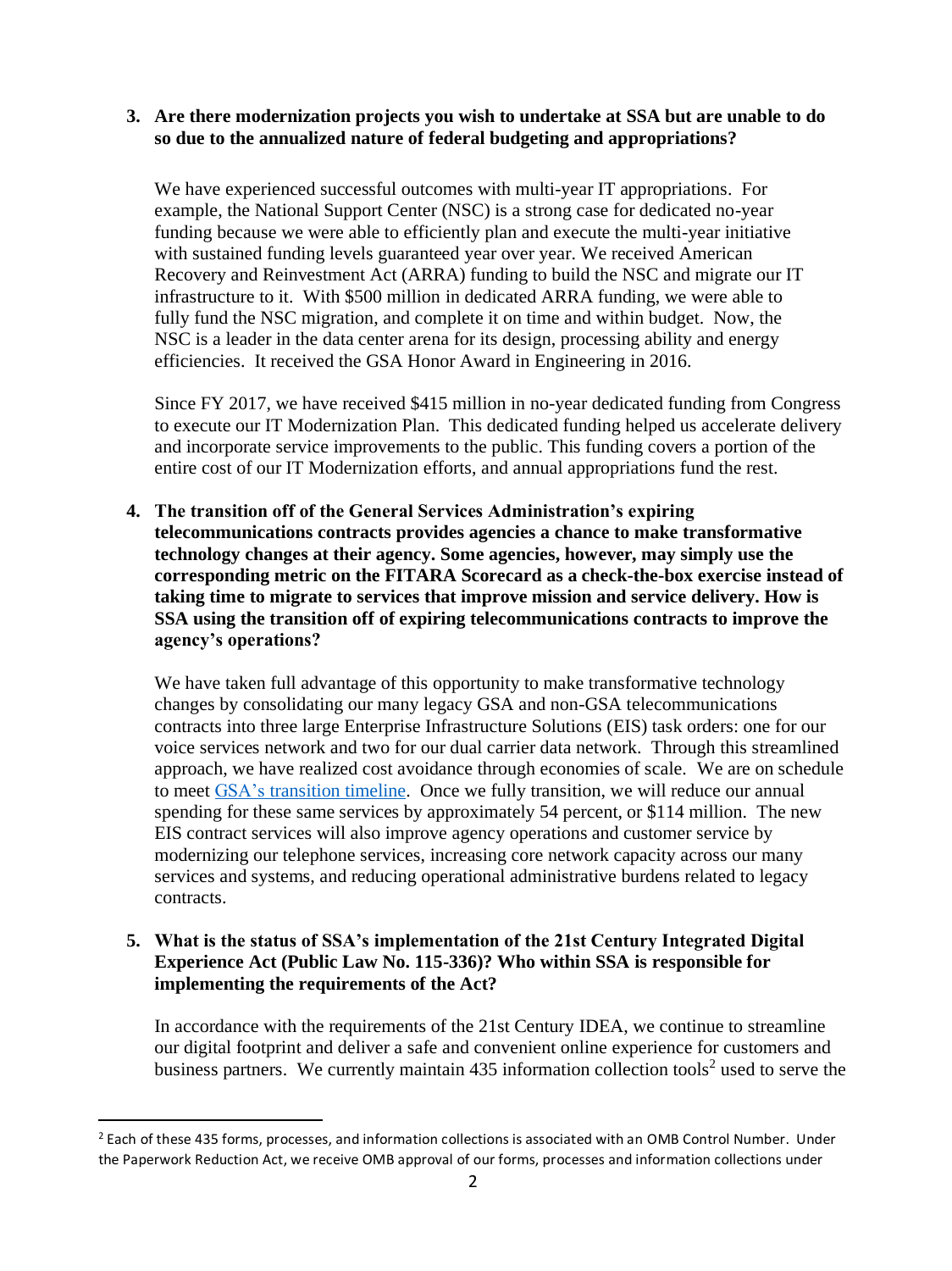**3. Are there modernization projects you wish to undertake at SSA but are unable to do so due to the annualized nature of federal budgeting and appropriations?**

We have experienced successful outcomes with multi-year IT appropriations. For example, the National Support Center (NSC) is a strong case for dedicated no-year funding because we were able to efficiently plan and execute the multi-year initiative with sustained funding levels guaranteed year over year. We received American Recovery and Reinvestment Act (ARRA) funding to build the NSC and migrate our IT infrastructure to it. With $500 million in dedicated ARRA funding, we were able to fully fund the NSC migration, and complete it on time and within budget. Now, the NSC is a leader in the data center arena for its design, processing ability and energy efficiencies. It received the GSA Honor Award in Engineering in 2016.

Since FY 2017, we have received $415 million in no-year dedicated funding from Congress to execute our IT Modernization Plan. This dedicated funding helped us accelerate delivery and incorporate service improvements to the public. This funding covers a portion of the entire cost of our IT Modernization efforts, and annual appropriations fund the rest.

**4. The transition off of the General Services Administration's expiring telecommunications contracts provides agencies a chance to make transformative technology changes at their agency. Some agencies, however, may simply use the corresponding metric on the FITARA Scorecard as a check-the-box exercise instead of taking time to migrate to services that improve mission and service delivery. How is SSA using the transition off of expiring telecommunications contracts to improve the agency's operations?**

We have taken full advantage of this opportunity to make transformative technology changes by consolidating our many legacy GSA and non-GSA telecommunications contracts into three large Enterprise Infrastructure Solutions (EIS) task orders: one for our voice services network and two for our dual carrier data network. Through this streamlined approach, we have realized cost avoidance through economies of scale. We are on schedule to meet GSA's transition timeline. Once we fully transition, we will reduce our annual spending for these same services by approximately 54 percent, or $114 million. The new EIS contract services will also improve agency operations and customer service by modernizing our telephone services, increasing core network capacity across our many services and systems, and reducing operational administrative burdens related to legacy contracts.

**5. What is the status of SSA's implementation of the 21st Century Integrated Digital Experience Act (Public Law No. 115-336)? Who within SSA is responsible for implementing the requirements of the Act?**

In accordance with the requirements of the 21st Century IDEA, we continue to streamline our digital footprint and deliver a safe and convenient online experience for customers and business partners. We currently maintain 435 information collection tools[2] used to serve the

[2] Each of these 435 forms, processes, and information collections is associated with an OMB Control Number. Under the Paperwork Reduction Act, we receive OMB approval of our forms, processes and information collections under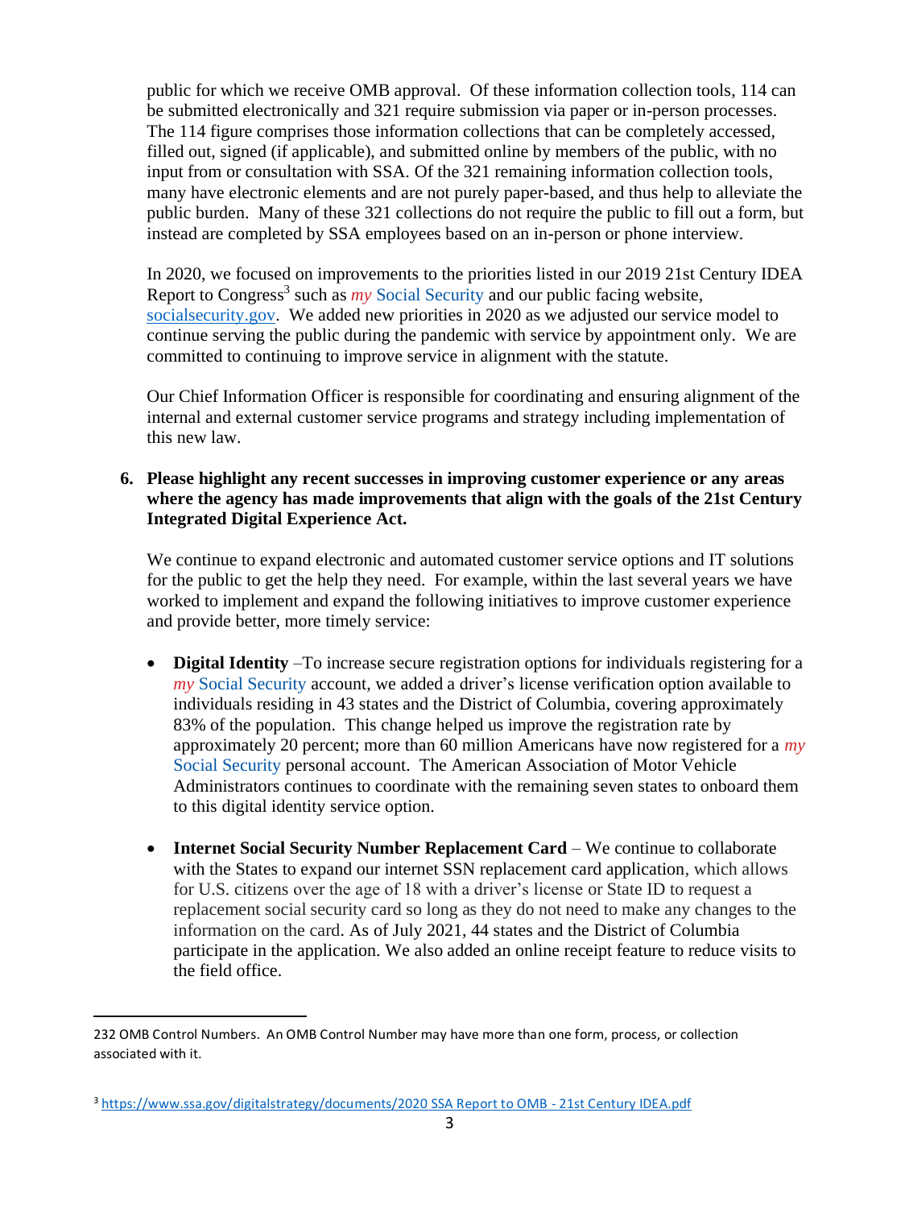public for which we receive OMB approval. Of these information collection tools, 114 can be submitted electronically and 321 require submission via paper or in-person processes. The 114 figure comprises those information collections that can be completely accessed, filled out, signed (if applicable), and submitted online by members of the public, with no input from or consultation with SSA. Of the 321 remaining information collection tools, many have electronic elements and are not purely paper-based, and thus help to alleviate the public burden. Many of these 321 collections do not require the public to fill out a form, but instead are completed by SSA employees based on an in-person or phone interview.

In 2020, we focused on improvements to the priorities listed in our 2019 21st Century IDEA Report to Congress[3] such as *my* Social Security and our public facing website, socialsecurity.gov. We added new priorities in 2020 as we adjusted our service model to continue serving the public during the pandemic with service by appointment only. We are committed to continuing to improve service in alignment with the statute.

Our Chief Information Officer is responsible for coordinating and ensuring alignment of the internal and external customer service programs and strategy including implementation of this new law.

6. **Please highlight any recent successes in improving customer experience or any areas where the agency has made improvements that align with the goals of the 21st Century Integrated Digital Experience Act.**

We continue to expand electronic and automated customer service options and IT solutions for the public to get the help they need. For example, within the last several years we have worked to implement and expand the following initiatives to improve customer experience and provide better, more timely service:

- **Digital Identity** –To increase secure registration options for individuals registering for a *my* Social Security account, we added a driver's license verification option available to individuals residing in 43 states and the District of Columbia, covering approximately 83% of the population. This change helped us improve the registration rate by approximately 20 percent; more than 60 million Americans have now registered for a *my* Social Security personal account. The American Association of Motor Vehicle Administrators continues to coordinate with the remaining seven states to onboard them to this digital identity service option.

- **Internet Social Security Number Replacement Card** – We continue to collaborate with the States to expand our internet SSN replacement card application, which allows for U.S. citizens over the age of 18 with a driver's license or State ID to request a replacement social security card so long as they do not need to make any changes to the information on the card. As of July 2021, 44 states and the District of Columbia participate in the application. We also added an online receipt feature to reduce visits to the field office.

---

232 OMB Control Numbers. An OMB Control Number may have more than one form, process, or collection associated with it.

[3] https://www.ssa.gov/digitalstrategy/documents/2020 SSA Report to OMB - 21st Century IDEA.pdf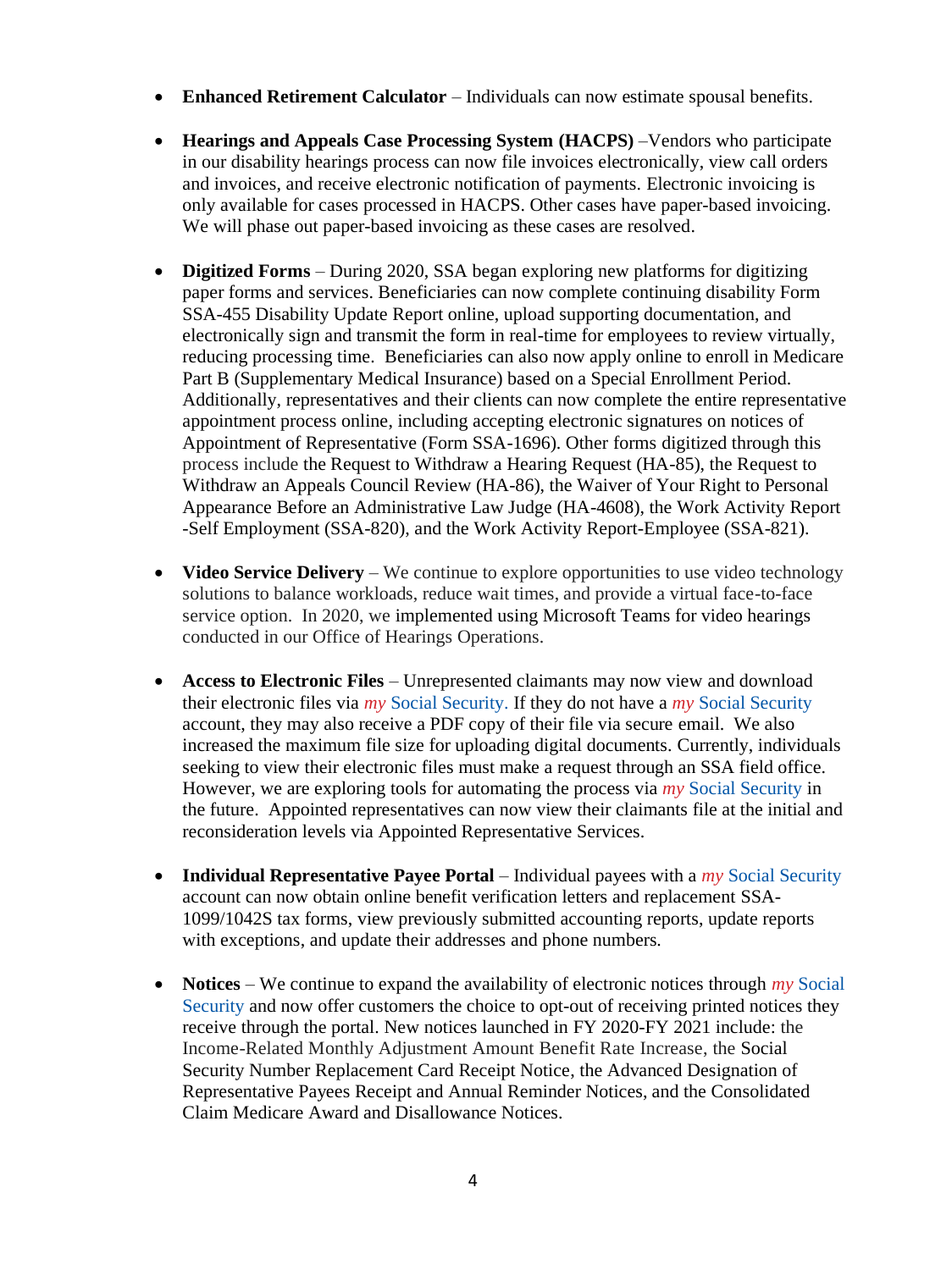- **Enhanced Retirement Calculator** – Individuals can now estimate spousal benefits.

- **Hearings and Appeals Case Processing System (HACPS)** –Vendors who participate in our disability hearings process can now file invoices electronically, view call orders and invoices, and receive electronic notification of payments. Electronic invoicing is only available for cases processed in HACPS. Other cases have paper-based invoicing. We will phase out paper-based invoicing as these cases are resolved.

- **Digitized Forms** – During 2020, SSA began exploring new platforms for digitizing paper forms and services. Beneficiaries can now complete continuing disability Form SSA-455 Disability Update Report online, upload supporting documentation, and electronically sign and transmit the form in real-time for employees to review virtually, reducing processing time. Beneficiaries can also now apply online to enroll in Medicare Part B (Supplementary Medical Insurance) based on a Special Enrollment Period. Additionally, representatives and their clients can now complete the entire representative appointment process online, including accepting electronic signatures on notices of Appointment of Representative (Form SSA-1696). Other forms digitized through this process include the Request to Withdraw a Hearing Request (HA-85), the Request to Withdraw an Appeals Council Review (HA-86), the Waiver of Your Right to Personal Appearance Before an Administrative Law Judge (HA-4608), the Work Activity Report -Self Employment (SSA-820), and the Work Activity Report-Employee (SSA-821).

- **Video Service Delivery** – We continue to explore opportunities to use video technology solutions to balance workloads, reduce wait times, and provide a virtual face-to-face service option. In 2020, we implemented using Microsoft Teams for video hearings conducted in our Office of Hearings Operations.

- **Access to Electronic Files** – Unrepresented claimants may now view and download their electronic files via *my* Social Security. If they do not have a *my* Social Security account, they may also receive a PDF copy of their file via secure email. We also increased the maximum file size for uploading digital documents. Currently, individuals seeking to view their electronic files must make a request through an SSA field office. However, we are exploring tools for automating the process via *my* Social Security in the future. Appointed representatives can now view their claimants file at the initial and reconsideration levels via Appointed Representative Services.

- **Individual Representative Payee Portal** – Individual payees with a *my* Social Security account can now obtain online benefit verification letters and replacement SSA-1099/1042S tax forms, view previously submitted accounting reports, update reports with exceptions, and update their addresses and phone numbers.

- **Notices** – We continue to expand the availability of electronic notices through *my* Social Security and now offer customers the choice to opt-out of receiving printed notices they receive through the portal. New notices launched in FY 2020-FY 2021 include: the Income-Related Monthly Adjustment Amount Benefit Rate Increase, the Social Security Number Replacement Card Receipt Notice, the Advanced Designation of Representative Payees Receipt and Annual Reminder Notices, and the Consolidated Claim Medicare Award and Disallowance Notices.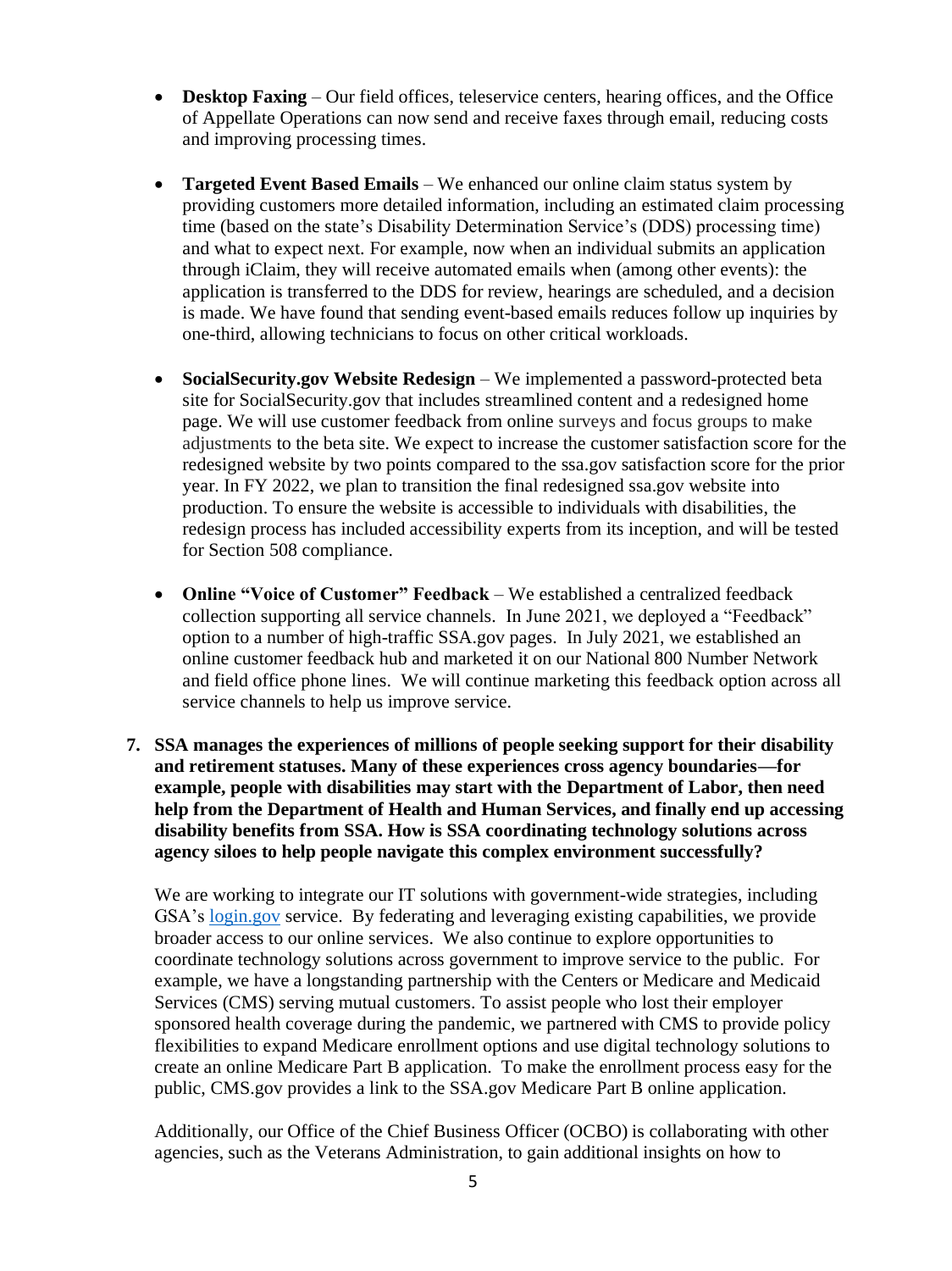- **Desktop Faxing** – Our field offices, teleservice centers, hearing offices, and the Office of Appellate Operations can now send and receive faxes through email, reducing costs and improving processing times.

- **Targeted Event Based Emails** – We enhanced our online claim status system by providing customers more detailed information, including an estimated claim processing time (based on the state's Disability Determination Service's (DDS) processing time) and what to expect next. For example, now when an individual submits an application through iClaim, they will receive automated emails when (among other events): the application is transferred to the DDS for review, hearings are scheduled, and a decision is made. We have found that sending event-based emails reduces follow up inquiries by one-third, allowing technicians to focus on other critical workloads.

- **SocialSecurity.gov Website Redesign** – We implemented a password-protected beta site for SocialSecurity.gov that includes streamlined content and a redesigned home page. We will use customer feedback from online surveys and focus groups to make adjustments to the beta site. We expect to increase the customer satisfaction score for the redesigned website by two points compared to the ssa.gov satisfaction score for the prior year. In FY 2022, we plan to transition the final redesigned ssa.gov website into production. To ensure the website is accessible to individuals with disabilities, the redesign process has included accessibility experts from its inception, and will be tested for Section 508 compliance.

- **Online "Voice of Customer" Feedback** – We established a centralized feedback collection supporting all service channels. In June 2021, we deployed a "Feedback" option to a number of high-traffic SSA.gov pages. In July 2021, we established an online customer feedback hub and marketed it on our National 800 Number Network and field office phone lines. We will continue marketing this feedback option across all service channels to help us improve service.

**7. SSA manages the experiences of millions of people seeking support for their disability and retirement statuses. Many of these experiences cross agency boundaries—for example, people with disabilities may start with the Department of Labor, then need help from the Department of Health and Human Services, and finally end up accessing disability benefits from SSA. How is SSA coordinating technology solutions across agency siloes to help people navigate this complex environment successfully?**

We are working to integrate our IT solutions with government-wide strategies, including GSA's [login.gov](login.gov) service. By federating and leveraging existing capabilities, we provide broader access to our online services. We also continue to explore opportunities to coordinate technology solutions across government to improve service to the public. For example, we have a longstanding partnership with the Centers or Medicare and Medicaid Services (CMS) serving mutual customers. To assist people who lost their employer sponsored health coverage during the pandemic, we partnered with CMS to provide policy flexibilities to expand Medicare enrollment options and use digital technology solutions to create an online Medicare Part B application. To make the enrollment process easy for the public, CMS.gov provides a link to the SSA.gov Medicare Part B online application.

Additionally, our Office of the Chief Business Officer (OCBO) is collaborating with other agencies, such as the Veterans Administration, to gain additional insights on how to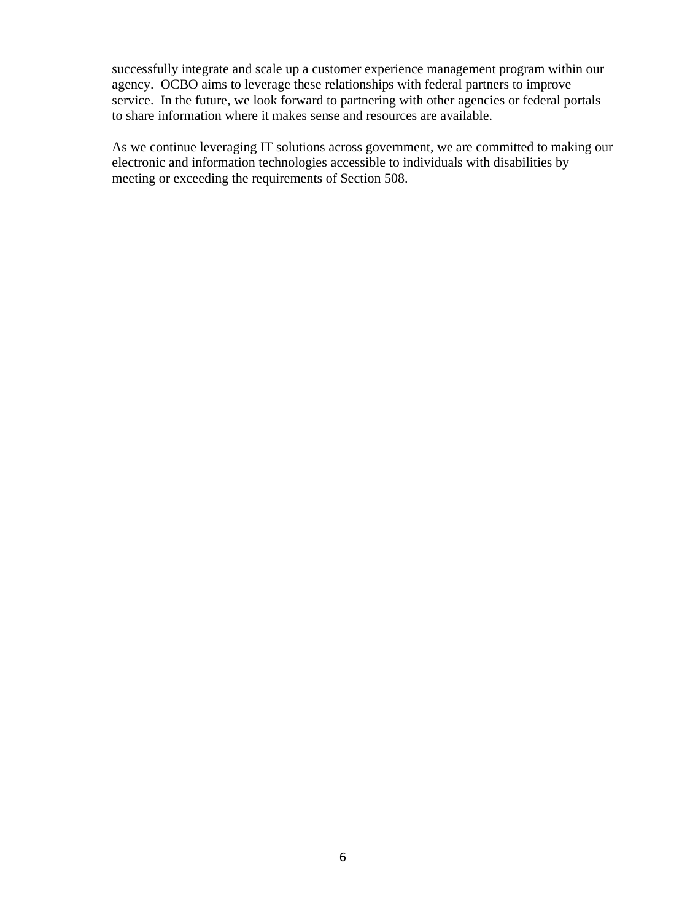successfully integrate and scale up a customer experience management program within our agency. OCBO aims to leverage these relationships with federal partners to improve service. In the future, we look forward to partnering with other agencies or federal portals to share information where it makes sense and resources are available.

As we continue leveraging IT solutions across government, we are committed to making our electronic and information technologies accessible to individuals with disabilities by meeting or exceeding the requirements of Section 508.